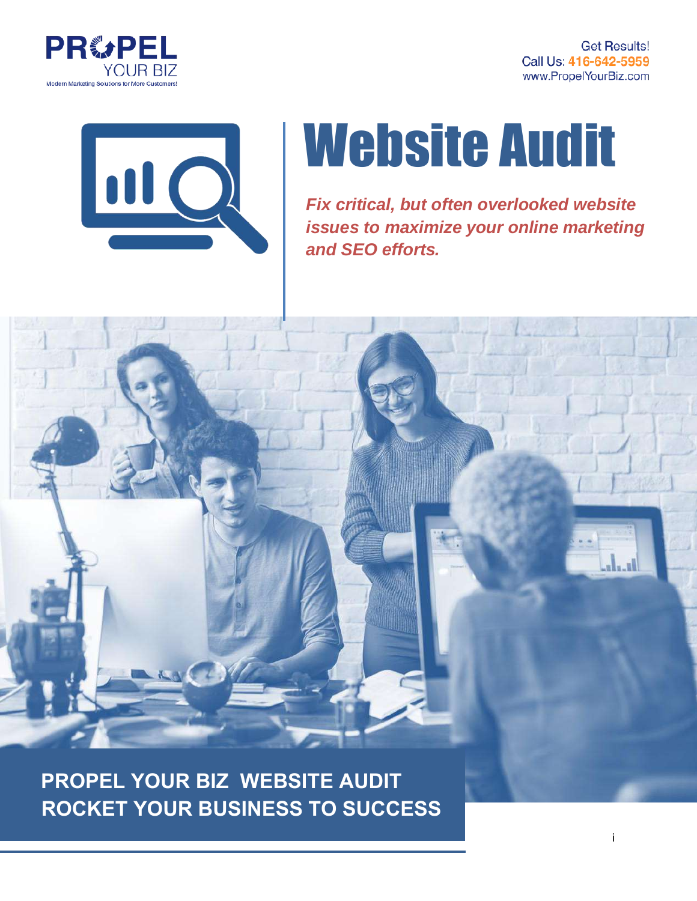**PROPEL YOUR BIZ**
Modern Marketing Solutions for More Customers!

Get Results!
Call Us: 416-642-5959
www.PropelYourBiz.com

# Website Audit

***Fix critical, but often overlooked website issues to maximize your online marketing and SEO efforts.***

**PROPEL YOUR BIZ WEBSITE AUDIT**
**ROCKET YOUR BUSINESS TO SUCCESS**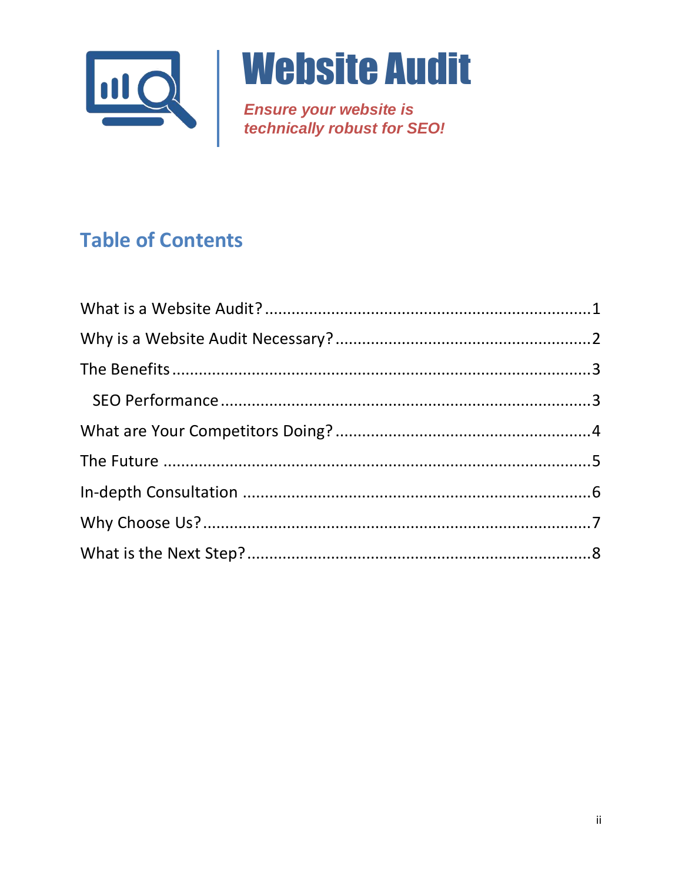# Website Audit

*Ensure your website is technically robust for SEO!*

## Table of Contents

What is a Website Audit? .......... 1
Why is a Website Audit Necessary? .......... 2
The Benefits .......... 3
  SEO Performance .......... 3
What are Your Competitors Doing? .......... 4
The Future .......... 5
In-depth Consultation .......... 6
Why Choose Us? .......... 7
What is the Next Step? .......... 8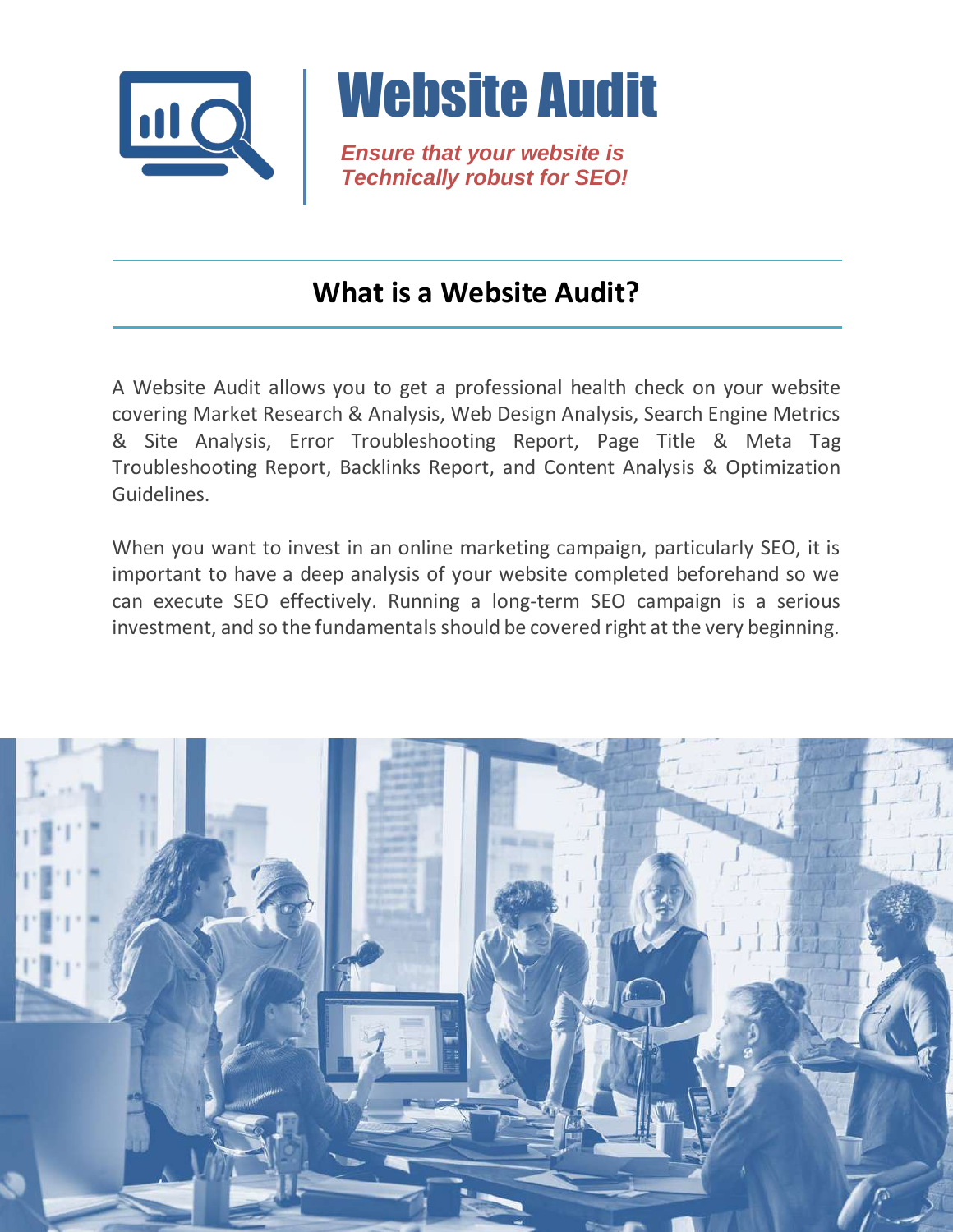# Website Audit

***Ensure that your website is Technically robust for SEO!***

## What is a Website Audit?

A Website Audit allows you to get a professional health check on your website covering Market Research & Analysis, Web Design Analysis, Search Engine Metrics & Site Analysis, Error Troubleshooting Report, Page Title & Meta Tag Troubleshooting Report, Backlinks Report, and Content Analysis & Optimization Guidelines.

When you want to invest in an online marketing campaign, particularly SEO, it is important to have a deep analysis of your website completed beforehand so we can execute SEO effectively. Running a long-term SEO campaign is a serious investment, and so the fundamentals should be covered right at the very beginning.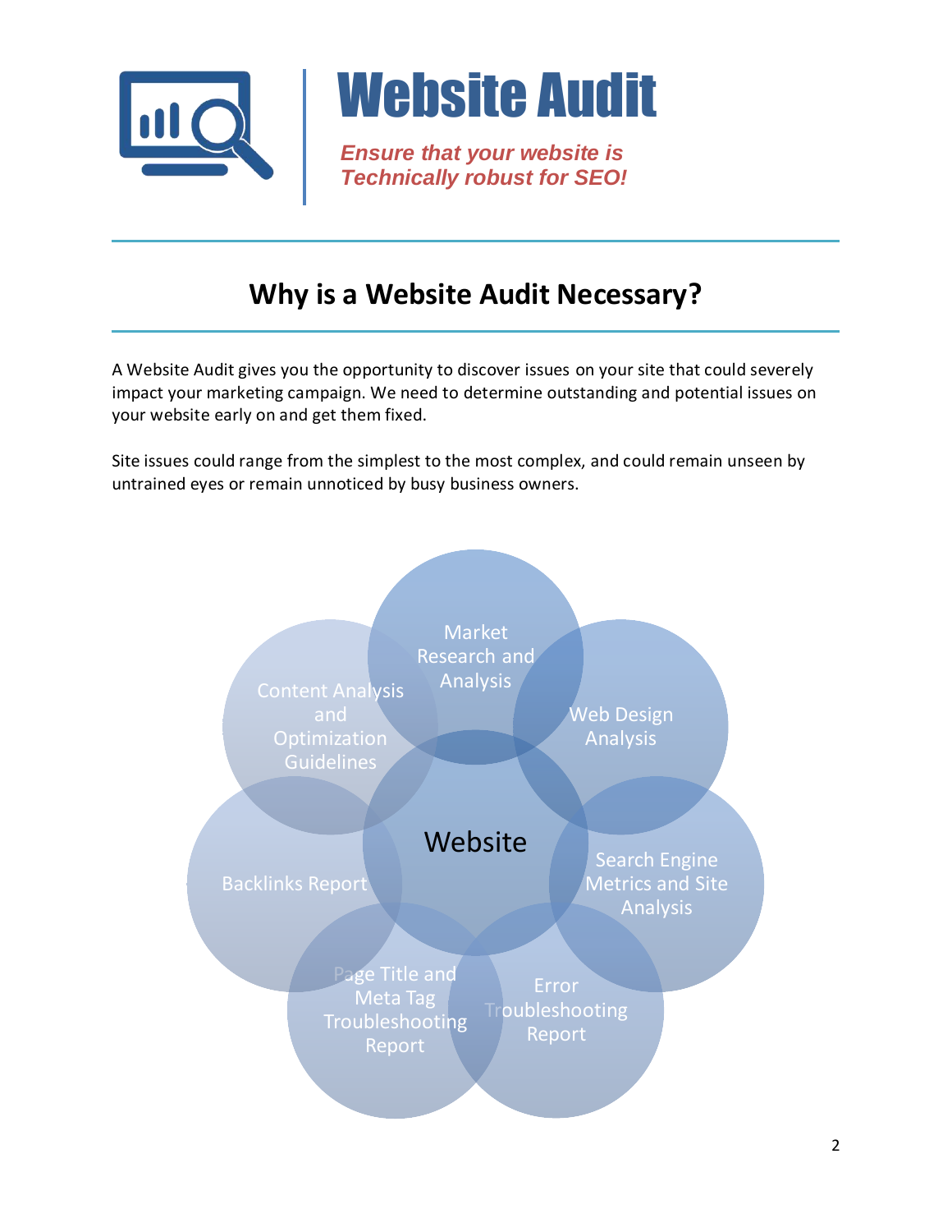# Website Audit

***Ensure that your website is Technically robust for SEO!***

## Why is a Website Audit Necessary?

A Website Audit gives you the opportunity to discover issues on your site that could severely impact your marketing campaign. We need to determine outstanding and potential issues on your website early on and get them fixed.

Site issues could range from the simplest to the most complex, and could remain unseen by untrained eyes or remain unnoticed by busy business owners.

Website

- Market Research and Analysis
- Web Design Analysis
- Search Engine Metrics and Site Analysis
- Error Troubleshooting Report
- Page Title and Meta Tag Troubleshooting Report
- Backlinks Report
- Content Analysis and Optimization Guidelines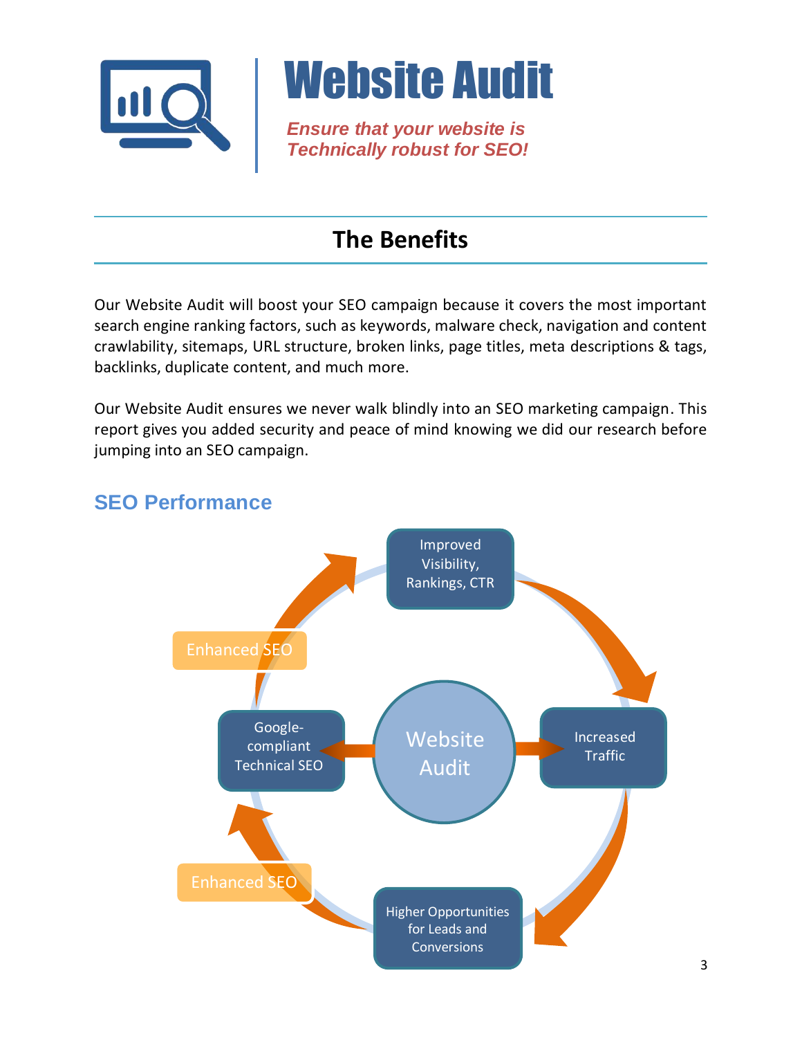# Website Audit

***Ensure that your website is Technically robust for SEO!***

## The Benefits

Our Website Audit will boost your SEO campaign because it covers the most important search engine ranking factors, such as keywords, malware check, navigation and content crawlability, sitemaps, URL structure, broken links, page titles, meta descriptions & tags, backlinks, duplicate content, and much more.

Our Website Audit ensures we never walk blindly into an SEO marketing campaign. This report gives you added security and peace of mind knowing we did our research before jumping into an SEO campaign.

### SEO Performance

Website Audit

Improved Visibility, Rankings, CTR

Increased Traffic

Higher Opportunities for Leads and Conversions

Enhanced SEO

Google-compliant Technical SEO

Enhanced SEO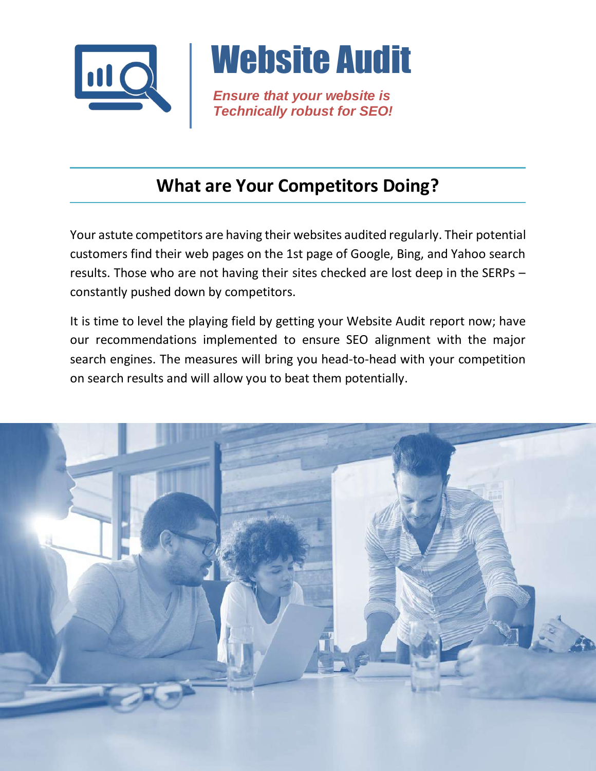# Website Audit

***Ensure that your website is Technically robust for SEO!***

## What are Your Competitors Doing?

Your astute competitors are having their websites audited regularly. Their potential customers find their web pages on the 1st page of Google, Bing, and Yahoo search results. Those who are not having their sites checked are lost deep in the SERPs – constantly pushed down by competitors.

It is time to level the playing field by getting your Website Audit report now; have our recommendations implemented to ensure SEO alignment with the major search engines. The measures will bring you head-to-head with your competition on search results and will allow you to beat them potentially.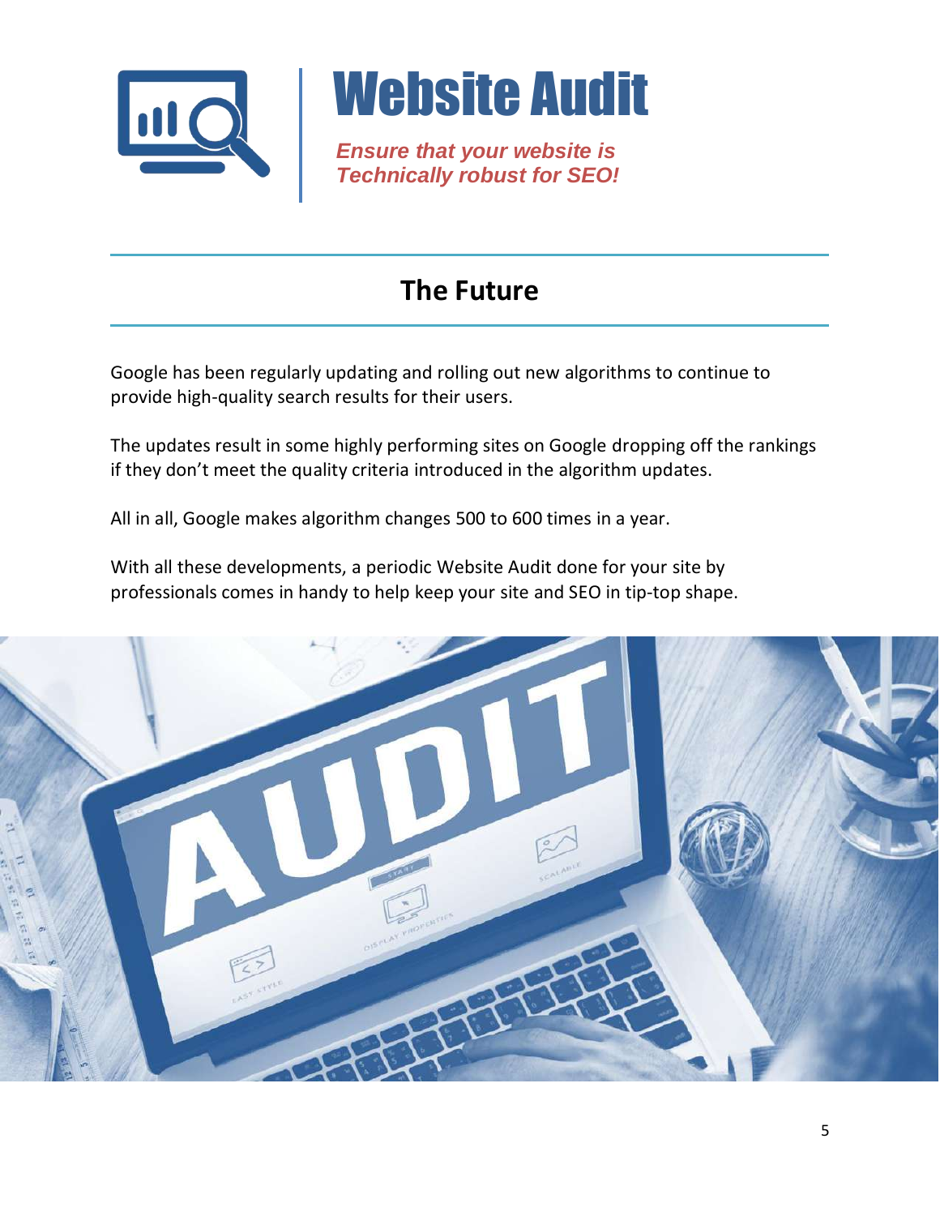# Website Audit

***Ensure that your website is Technically robust for SEO!***

## The Future

Google has been regularly updating and rolling out new algorithms to continue to provide high-quality search results for their users.

The updates result in some highly performing sites on Google dropping off the rankings if they don't meet the quality criteria introduced in the algorithm updates.

All in all, Google makes algorithm changes 500 to 600 times in a year.

With all these developments, a periodic Website Audit done for your site by professionals comes in handy to help keep your site and SEO in tip-top shape.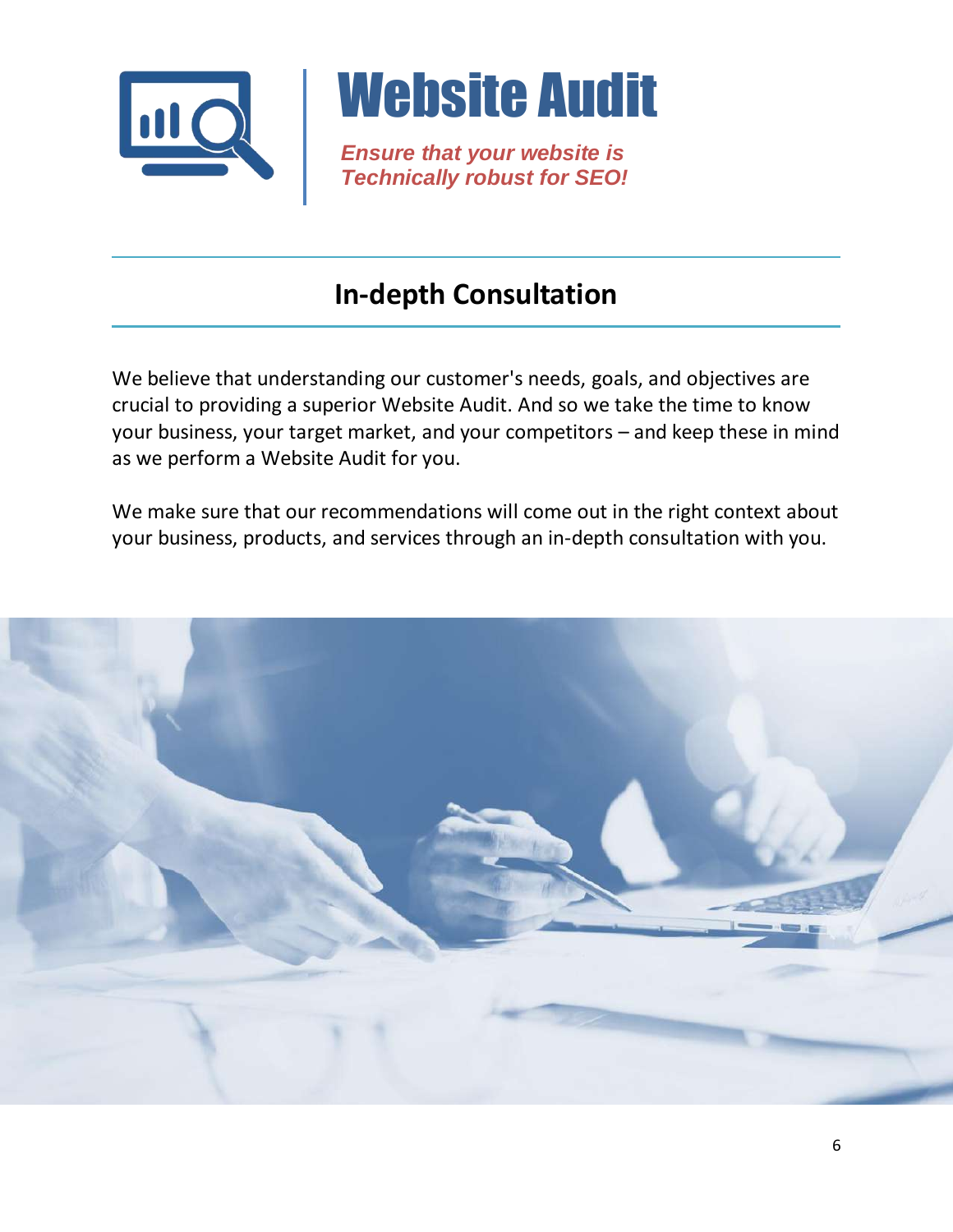# Website Audit

***Ensure that your website is Technically robust for SEO!***

## In-depth Consultation

We believe that understanding our customer's needs, goals, and objectives are crucial to providing a superior Website Audit. And so we take the time to know your business, your target market, and your competitors – and keep these in mind as we perform a Website Audit for you.

We make sure that our recommendations will come out in the right context about your business, products, and services through an in-depth consultation with you.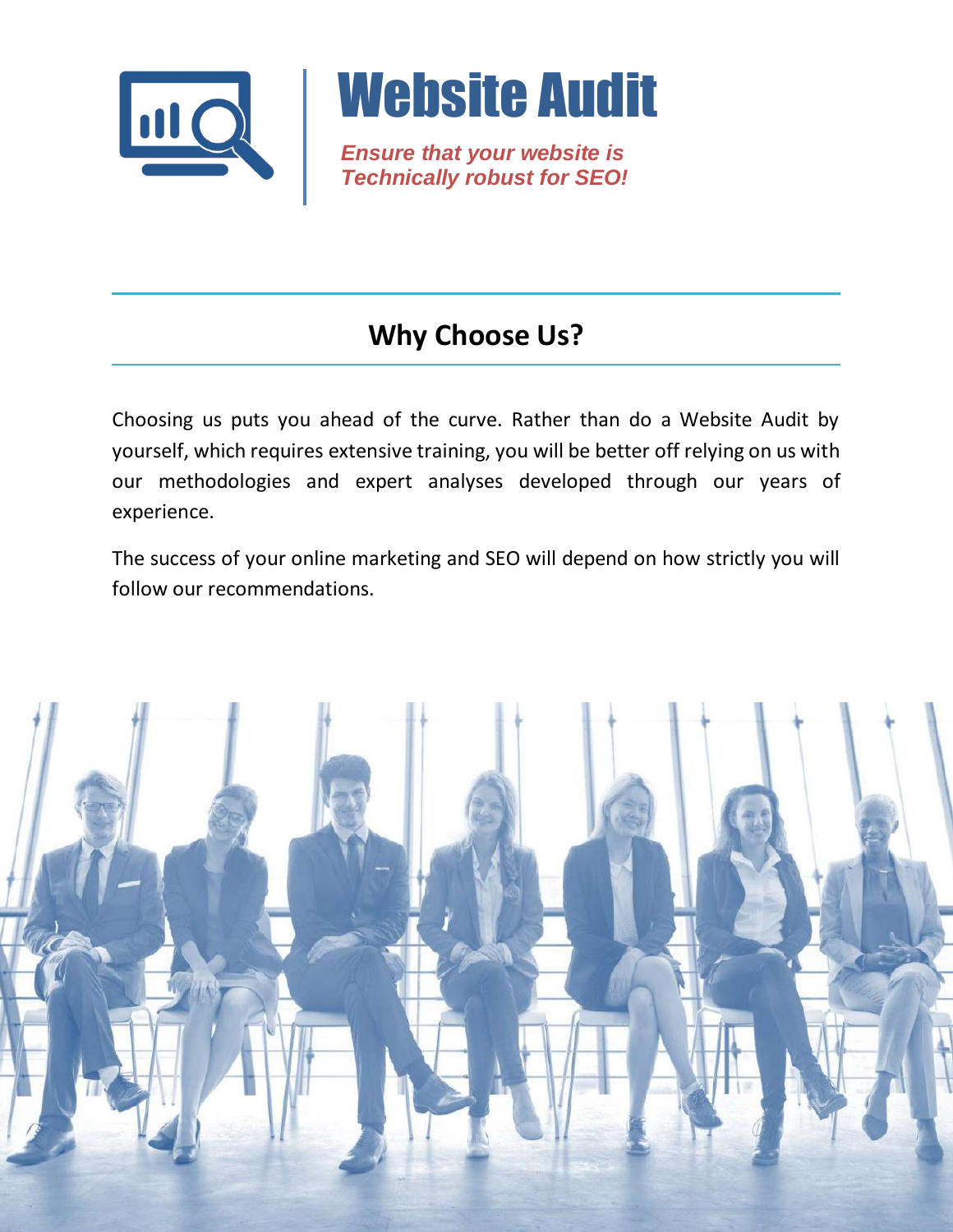# Website Audit

***Ensure that your website is Technically robust for SEO!***

## Why Choose Us?

Choosing us puts you ahead of the curve. Rather than do a Website Audit by yourself, which requires extensive training, you will be better off relying on us with our methodologies and expert analyses developed through our years of experience.

The success of your online marketing and SEO will depend on how strictly you will follow our recommendations.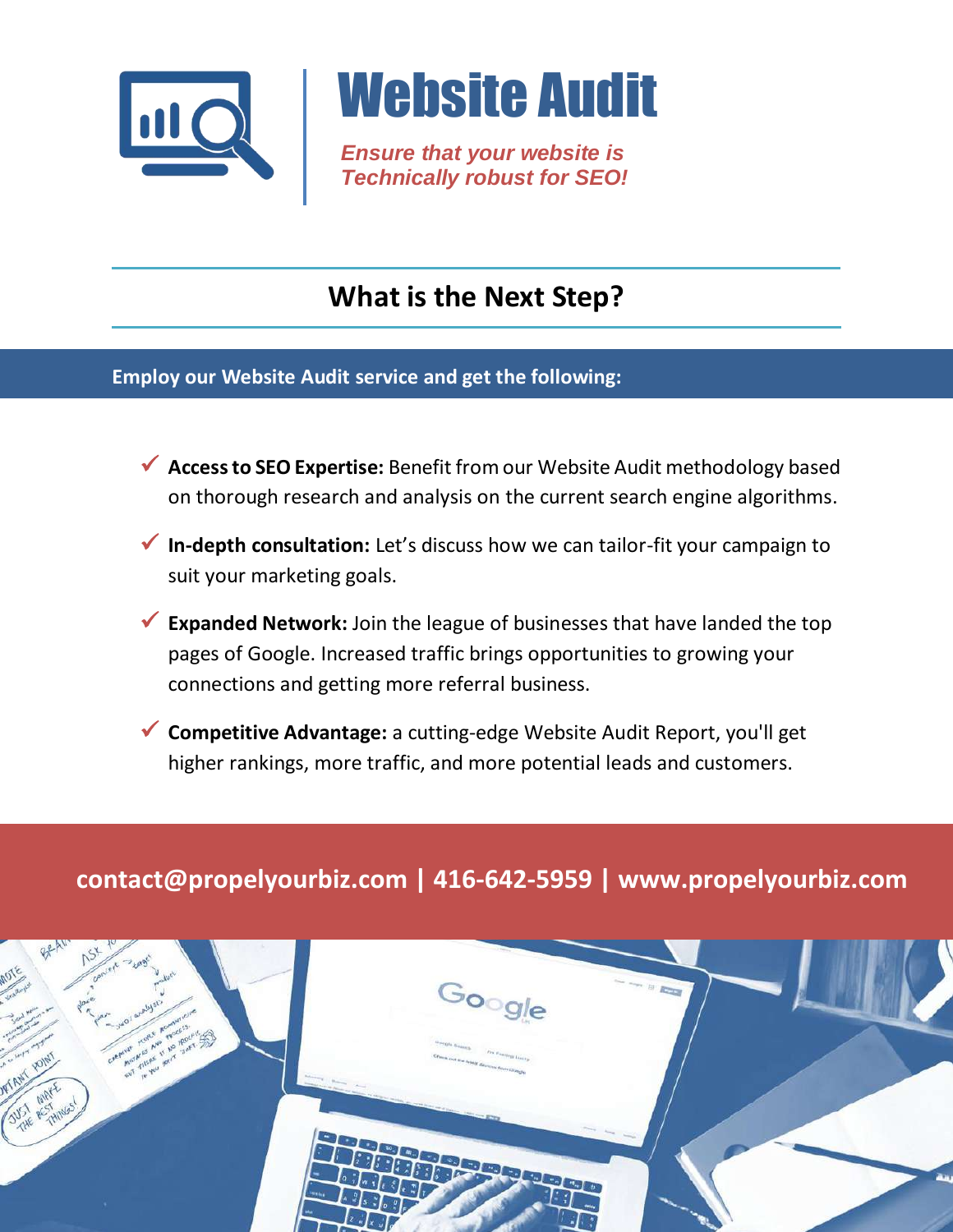# Website Audit

*Ensure that your website is Technically robust for SEO!*

## What is the Next Step?

**Employ our Website Audit service and get the following:**

- ✓ **Access to SEO Expertise:** Benefit from our Website Audit methodology based on thorough research and analysis on the current search engine algorithms.
- ✓ **In-depth consultation:** Let's discuss how we can tailor-fit your campaign to suit your marketing goals.
- ✓ **Expanded Network:** Join the league of businesses that have landed the top pages of Google. Increased traffic brings opportunities to growing your connections and getting more referral business.
- ✓ **Competitive Advantage:** a cutting-edge Website Audit Report, you'll get higher rankings, more traffic, and more potential leads and customers.

**contact@propelyourbiz.com | 416-642-5959 | www.propelyourbiz.com**